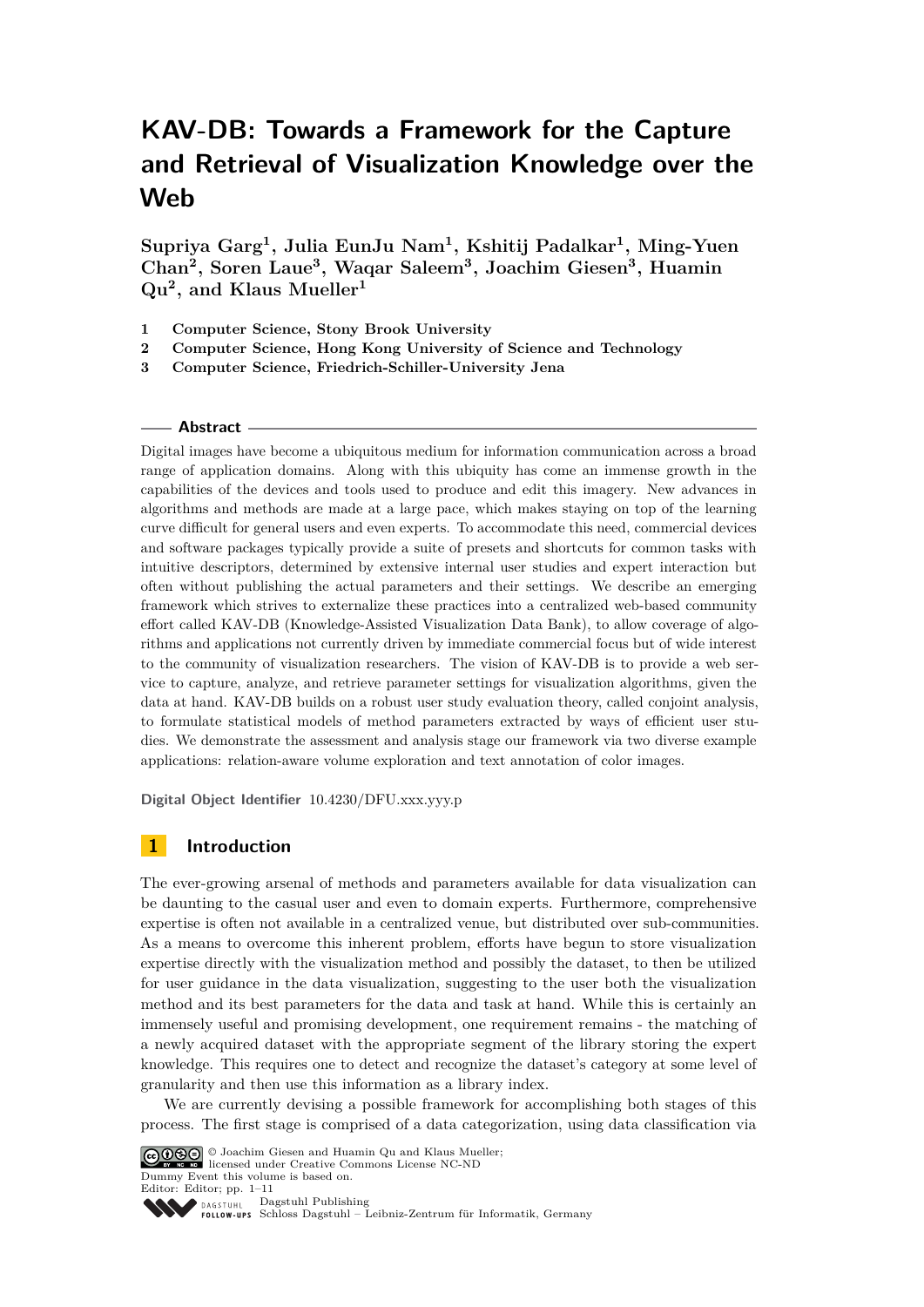# KAV-DB: Towards a Framework for the Capture and Retrieval of Visualization Knowledge over the Web

**Supriya Garg[1], Julia EunJu Nam[1], Kshitij Padalkar[1], Ming-Yuen Chan[2], Soren Laue[3], Waqar Saleem[3], Joachim Giesen[3], Huamin Qu[2], and Klaus Mueller[1]**

1 **Computer Science, Stony Brook University**
2 **Computer Science, Hong Kong University of Science and Technology**
3 **Computer Science, Friedrich-Schiller-University Jena**

## Abstract

Digital images have become a ubiquitous medium for information communication across a broad range of application domains. Along with this ubiquity has come an immense growth in the capabilities of the devices and tools used to produce and edit this imagery. New advances in algorithms and methods are made at a large pace, which makes staying on top of the learning curve difficult for general users and even experts. To accommodate this need, commercial devices and software packages typically provide a suite of presets and shortcuts for common tasks with intuitive descriptors, determined by extensive internal user studies and expert interaction but often without publishing the actual parameters and their settings. We describe an emerging framework which strives to externalize these practices into a centralized web-based community effort called KAV-DB (Knowledge-Assisted Visualization Data Bank), to allow coverage of algorithms and applications not currently driven by immediate commercial focus but of wide interest to the community of visualization researchers. The vision of KAV-DB is to provide a web service to capture, analyze, and retrieve parameter settings for visualization algorithms, given the data at hand. KAV-DB builds on a robust user study evaluation theory, called conjoint analysis, to formulate statistical models of method parameters extracted by ways of efficient user studies. We demonstrate the assessment and analysis stage our framework via two diverse example applications: relation-aware volume exploration and text annotation of color images.

**Digital Object Identifier** 10.4230/DFU.xxx.yyy.p

## 1 Introduction

The ever-growing arsenal of methods and parameters available for data visualization can be daunting to the casual user and even to domain experts. Furthermore, comprehensive expertise is often not available in a centralized venue, but distributed over sub-communities. As a means to overcome this inherent problem, efforts have begun to store visualization expertise directly with the visualization method and possibly the dataset, to then be utilized for user guidance in the data visualization, suggesting to the user both the visualization method and its best parameters for the data and task at hand. While this is certainly an immensely useful and promising development, one requirement remains - the matching of a newly acquired dataset with the appropriate segment of the library storing the expert knowledge. This requires one to detect and recognize the dataset's category at some level of granularity and then use this information as a library index.

We are currently devising a possible framework for accomplishing both stages of this process. The first stage is comprised of a data categorization, using data classification via

© Joachim Giesen and Huamin Qu and Klaus Mueller;
licensed under Creative Commons License NC-ND
Dummy Event this volume is based on.
Editor: Editor; pp. 1–11
Dagstuhl Publishing
Schloss Dagstuhl – Leibniz-Zentrum für Informatik, Germany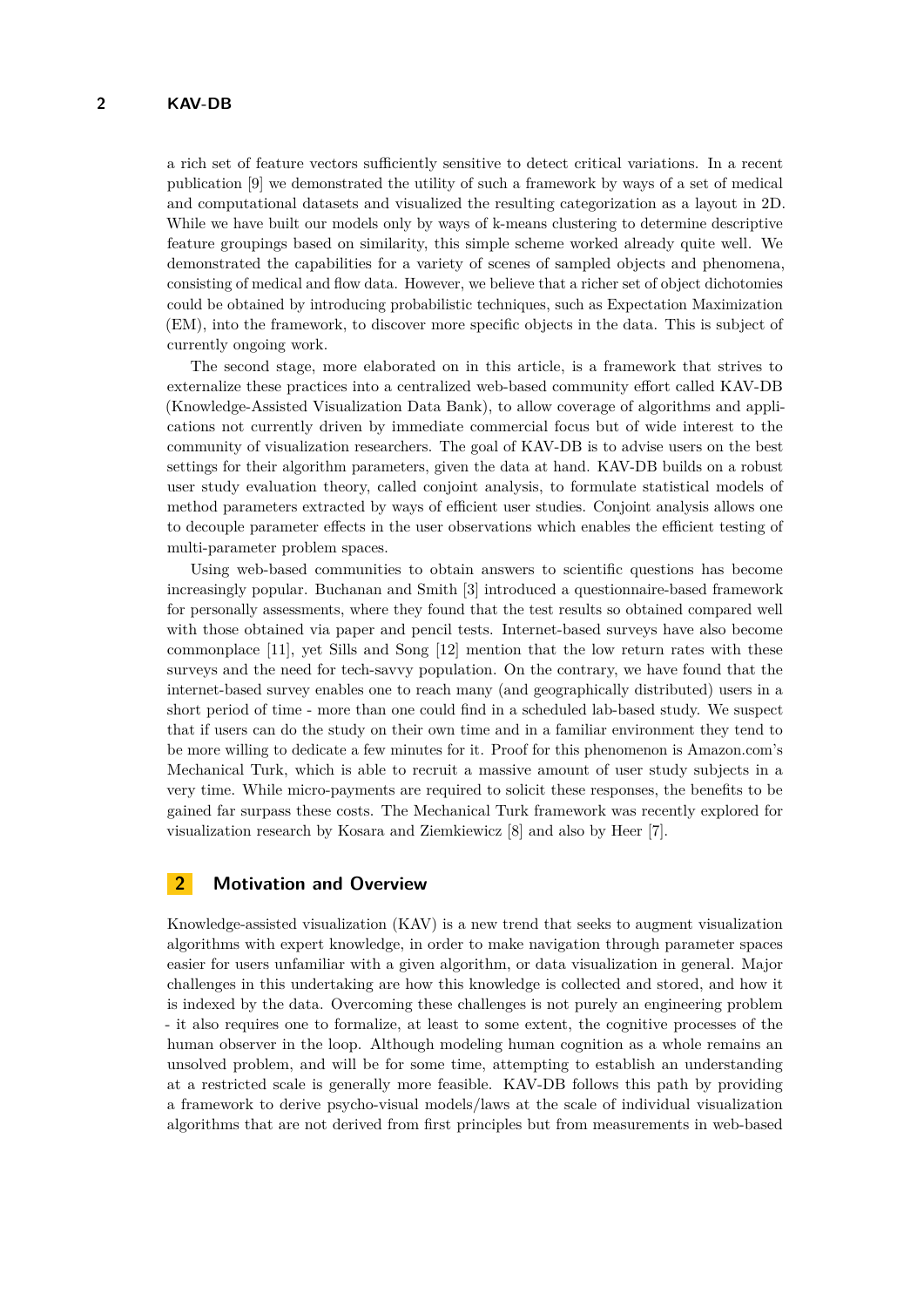a rich set of feature vectors sufficiently sensitive to detect critical variations. In a recent publication [9] we demonstrated the utility of such a framework by ways of a set of medical and computational datasets and visualized the resulting categorization as a layout in 2D. While we have built our models only by ways of k-means clustering to determine descriptive feature groupings based on similarity, this simple scheme worked already quite well. We demonstrated the capabilities for a variety of scenes of sampled objects and phenomena, consisting of medical and flow data. However, we believe that a richer set of object dichotomies could be obtained by introducing probabilistic techniques, such as Expectation Maximization (EM), into the framework, to discover more specific objects in the data. This is subject of currently ongoing work.

The second stage, more elaborated on in this article, is a framework that strives to externalize these practices into a centralized web-based community effort called KAV-DB (Knowledge-Assisted Visualization Data Bank), to allow coverage of algorithms and applications not currently driven by immediate commercial focus but of wide interest to the community of visualization researchers. The goal of KAV-DB is to advise users on the best settings for their algorithm parameters, given the data at hand. KAV-DB builds on a robust user study evaluation theory, called conjoint analysis, to formulate statistical models of method parameters extracted by ways of efficient user studies. Conjoint analysis allows one to decouple parameter effects in the user observations which enables the efficient testing of multi-parameter problem spaces.

Using web-based communities to obtain answers to scientific questions has become increasingly popular. Buchanan and Smith [3] introduced a questionnaire-based framework for personally assessments, where they found that the test results so obtained compared well with those obtained via paper and pencil tests. Internet-based surveys have also become commonplace [11], yet Sills and Song [12] mention that the low return rates with these surveys and the need for tech-savvy population. On the contrary, we have found that the internet-based survey enables one to reach many (and geographically distributed) users in a short period of time - more than one could find in a scheduled lab-based study. We suspect that if users can do the study on their own time and in a familiar environment they tend to be more willing to dedicate a few minutes for it. Proof for this phenomenon is Amazon.com's Mechanical Turk, which is able to recruit a massive amount of user study subjects in a very time. While micro-payments are required to solicit these responses, the benefits to be gained far surpass these costs. The Mechanical Turk framework was recently explored for visualization research by Kosara and Ziemkiewicz [8] and also by Heer [7].

## 2 Motivation and Overview

Knowledge-assisted visualization (KAV) is a new trend that seeks to augment visualization algorithms with expert knowledge, in order to make navigation through parameter spaces easier for users unfamiliar with a given algorithm, or data visualization in general. Major challenges in this undertaking are how this knowledge is collected and stored, and how it is indexed by the data. Overcoming these challenges is not purely an engineering problem - it also requires one to formalize, at least to some extent, the cognitive processes of the human observer in the loop. Although modeling human cognition as a whole remains an unsolved problem, and will be for some time, attempting to establish an understanding at a restricted scale is generally more feasible. KAV-DB follows this path by providing a framework to derive psycho-visual models/laws at the scale of individual visualization algorithms that are not derived from first principles but from measurements in web-based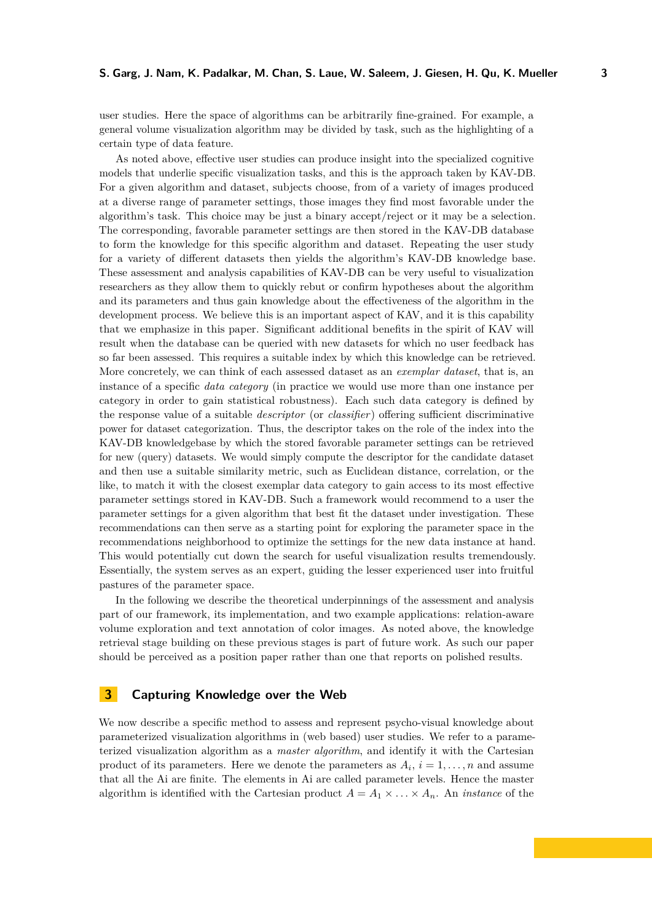user studies. Here the space of algorithms can be arbitrarily fine-grained. For example, a general volume visualization algorithm may be divided by task, such as the highlighting of a certain type of data feature.

As noted above, effective user studies can produce insight into the specialized cognitive models that underlie specific visualization tasks, and this is the approach taken by KAV-DB. For a given algorithm and dataset, subjects choose, from of a variety of images produced at a diverse range of parameter settings, those images they find most favorable under the algorithm's task. This choice may be just a binary accept/reject or it may be a selection. The corresponding, favorable parameter settings are then stored in the KAV-DB database to form the knowledge for this specific algorithm and dataset. Repeating the user study for a variety of different datasets then yields the algorithm's KAV-DB knowledge base. These assessment and analysis capabilities of KAV-DB can be very useful to visualization researchers as they allow them to quickly rebut or confirm hypotheses about the algorithm and its parameters and thus gain knowledge about the effectiveness of the algorithm in the development process. We believe this is an important aspect of KAV, and it is this capability that we emphasize in this paper. Significant additional benefits in the spirit of KAV will result when the database can be queried with new datasets for which no user feedback has so far been assessed. This requires a suitable index by which this knowledge can be retrieved. More concretely, we can think of each assessed dataset as an *exemplar dataset*, that is, an instance of a specific *data category* (in practice we would use more than one instance per category in order to gain statistical robustness). Each such data category is defined by the response value of a suitable *descriptor* (or *classifier*) offering sufficient discriminative power for dataset categorization. Thus, the descriptor takes on the role of the index into the KAV-DB knowledgebase by which the stored favorable parameter settings can be retrieved for new (query) datasets. We would simply compute the descriptor for the candidate dataset and then use a suitable similarity metric, such as Euclidean distance, correlation, or the like, to match it with the closest exemplar data category to gain access to its most effective parameter settings stored in KAV-DB. Such a framework would recommend to a user the parameter settings for a given algorithm that best fit the dataset under investigation. These recommendations can then serve as a starting point for exploring the parameter space in the recommendations neighborhood to optimize the settings for the new data instance at hand. This would potentially cut down the search for useful visualization results tremendously. Essentially, the system serves as an expert, guiding the lesser experienced user into fruitful pastures of the parameter space.

In the following we describe the theoretical underpinnings of the assessment and analysis part of our framework, its implementation, and two example applications: relation-aware volume exploration and text annotation of color images. As noted above, the knowledge retrieval stage building on these previous stages is part of future work. As such our paper should be perceived as a position paper rather than one that reports on polished results.

## 3 Capturing Knowledge over the Web

We now describe a specific method to assess and represent psycho-visual knowledge about parameterized visualization algorithms in (web based) user studies. We refer to a parameterized visualization algorithm as a *master algorithm*, and identify it with the Cartesian product of its parameters. Here we denote the parameters as $A_i$, $i = 1, \ldots, n$ and assume that all the Ai are finite. The elements in Ai are called parameter levels. Hence the master algorithm is identified with the Cartesian product $A = A_1 \times \ldots \times A_n$. An *instance* of the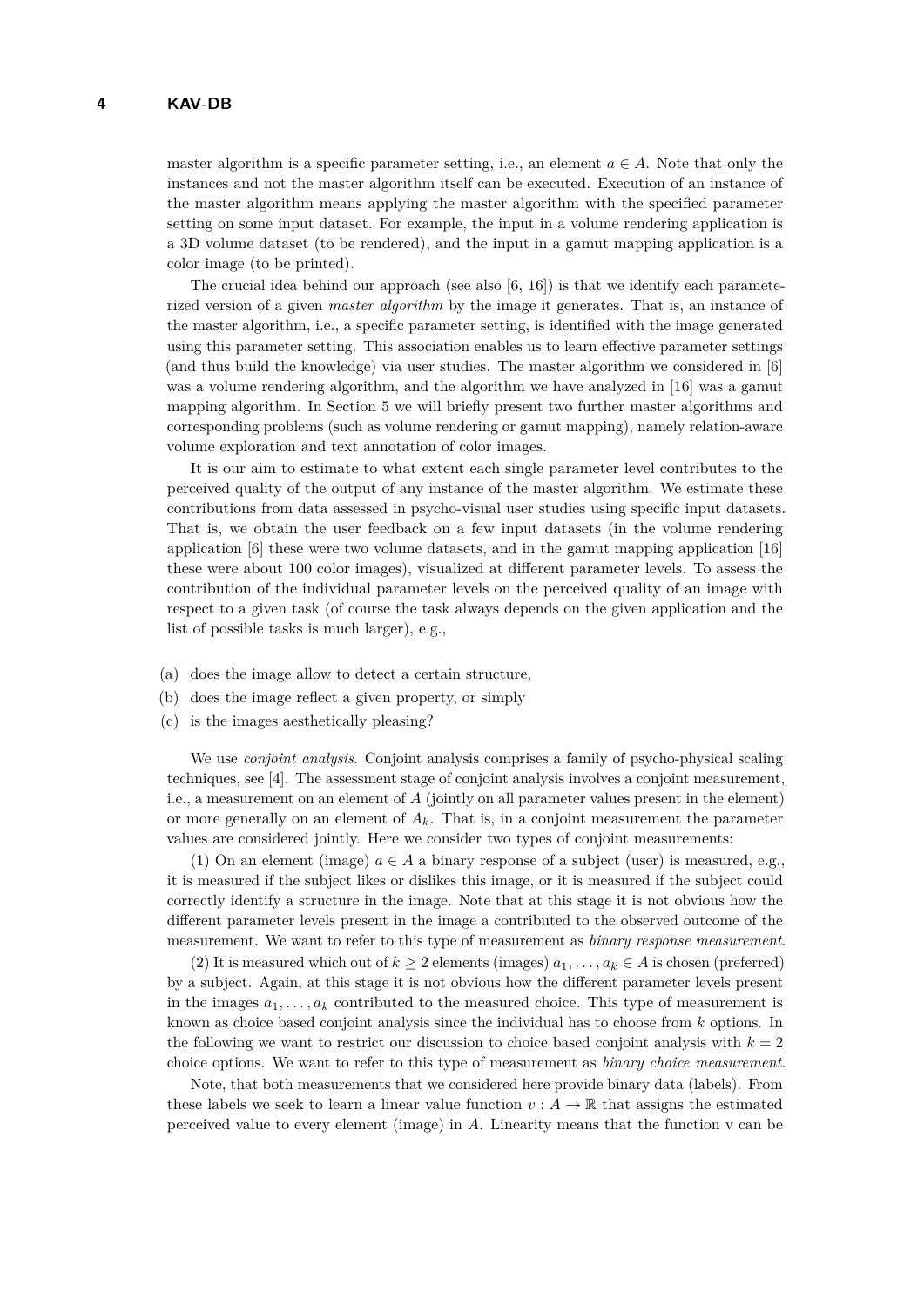master algorithm is a specific parameter setting, i.e., an element $a \in A$. Note that only the instances and not the master algorithm itself can be executed. Execution of an instance of the master algorithm means applying the master algorithm with the specified parameter setting on some input dataset. For example, the input in a volume rendering application is a 3D volume dataset (to be rendered), and the input in a gamut mapping application is a color image (to be printed).

The crucial idea behind our approach (see also [6, 16]) is that we identify each parameterized version of a given *master algorithm* by the image it generates. That is, an instance of the master algorithm, i.e., a specific parameter setting, is identified with the image generated using this parameter setting. This association enables us to learn effective parameter settings (and thus build the knowledge) via user studies. The master algorithm we considered in [6] was a volume rendering algorithm, and the algorithm we have analyzed in [16] was a gamut mapping algorithm. In Section 5 we will briefly present two further master algorithms and corresponding problems (such as volume rendering or gamut mapping), namely relation-aware volume exploration and text annotation of color images.

It is our aim to estimate to what extent each single parameter level contributes to the perceived quality of the output of any instance of the master algorithm. We estimate these contributions from data assessed in psycho-visual user studies using specific input datasets. That is, we obtain the user feedback on a few input datasets (in the volume rendering application [6] these were two volume datasets, and in the gamut mapping application [16] these were about 100 color images), visualized at different parameter levels. To assess the contribution of the individual parameter levels on the perceived quality of an image with respect to a given task (of course the task always depends on the given application and the list of possible tasks is much larger), e.g.,

(a) does the image allow to detect a certain structure,
(b) does the image reflect a given property, or simply
(c) is the images aesthetically pleasing?

We use *conjoint analysis*. Conjoint analysis comprises a family of psycho-physical scaling techniques, see [4]. The assessment stage of conjoint analysis involves a conjoint measurement, i.e., a measurement on an element of $A$ (jointly on all parameter values present in the element) or more generally on an element of $A_k$. That is, in a conjoint measurement the parameter values are considered jointly. Here we consider two types of conjoint measurements:

(1) On an element (image) $a \in A$ a binary response of a subject (user) is measured, e.g., it is measured if the subject likes or dislikes this image, or it is measured if the subject could correctly identify a structure in the image. Note that at this stage it is not obvious how the different parameter levels present in the image a contributed to the observed outcome of the measurement. We want to refer to this type of measurement as *binary response measurement*.

(2) It is measured which out of $k \geq 2$ elements (images) $a_1, \ldots, a_k \in A$ is chosen (preferred) by a subject. Again, at this stage it is not obvious how the different parameter levels present in the images $a_1, \ldots, a_k$ contributed to the measured choice. This type of measurement is known as choice based conjoint analysis since the individual has to choose from $k$ options. In the following we want to restrict our discussion to choice based conjoint analysis with $k = 2$ choice options. We want to refer to this type of measurement as *binary choice measurement*.

Note, that both measurements that we considered here provide binary data (labels). From these labels we seek to learn a linear value function $v : A \to \mathbb{R}$ that assigns the estimated perceived value to every element (image) in $A$. Linearity means that the function v can be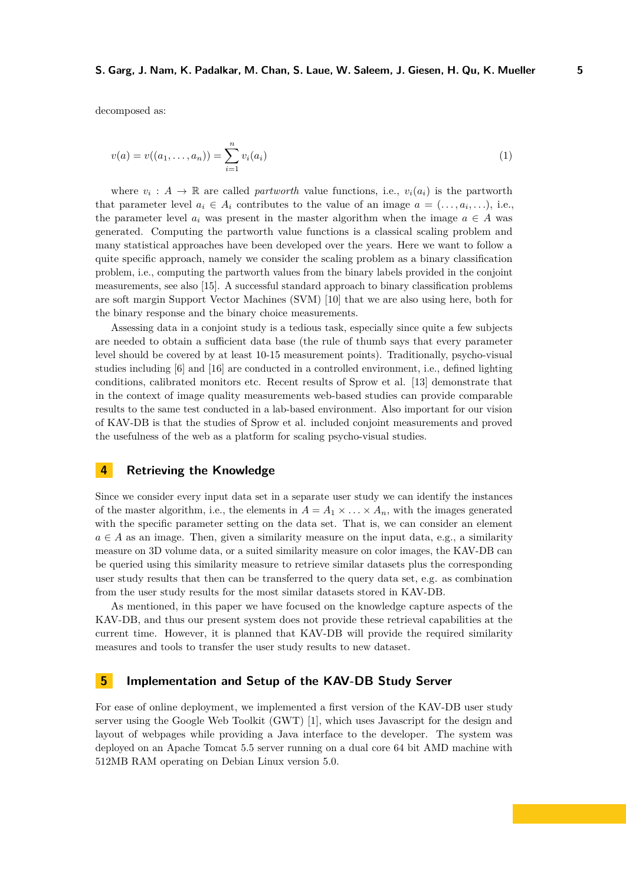decomposed as:

$$v(a) = v((a_1, \ldots, a_n)) = \sum_{i=1}^{n} v_i(a_i) \tag{1}$$

where $v_i : A \to \mathbb{R}$ are called *partworth* value functions, i.e., $v_i(a_i)$ is the partworth that parameter level $a_i \in A_i$ contributes to the value of an image $a = (\ldots, a_i, \ldots)$, i.e., the parameter level $a_i$ was present in the master algorithm when the image $a \in A$ was generated. Computing the partworth value functions is a classical scaling problem and many statistical approaches have been developed over the years. Here we want to follow a quite specific approach, namely we consider the scaling problem as a binary classification problem, i.e., computing the partworth values from the binary labels provided in the conjoint measurements, see also [15]. A successful standard approach to binary classification problems are soft margin Support Vector Machines (SVM) [10] that we are also using here, both for the binary response and the binary choice measurements.

Assessing data in a conjoint study is a tedious task, especially since quite a few subjects are needed to obtain a sufficient data base (the rule of thumb says that every parameter level should be covered by at least 10-15 measurement points). Traditionally, psycho-visual studies including [6] and [16] are conducted in a controlled environment, i.e., defined lighting conditions, calibrated monitors etc. Recent results of Sprow et al. [13] demonstrate that in the context of image quality measurements web-based studies can provide comparable results to the same test conducted in a lab-based environment. Also important for our vision of KAV-DB is that the studies of Sprow et al. included conjoint measurements and proved the usefulness of the web as a platform for scaling psycho-visual studies.

## 4 Retrieving the Knowledge

Since we consider every input data set in a separate user study we can identify the instances of the master algorithm, i.e., the elements in $A = A_1 \times \ldots \times A_n$, with the images generated with the specific parameter setting on the data set. That is, we can consider an element $a \in A$ as an image. Then, given a similarity measure on the input data, e.g., a similarity measure on 3D volume data, or a suited similarity measure on color images, the KAV-DB can be queried using this similarity measure to retrieve similar datasets plus the corresponding user study results that then can be transferred to the query data set, e.g. as combination from the user study results for the most similar datasets stored in KAV-DB.

As mentioned, in this paper we have focused on the knowledge capture aspects of the KAV-DB, and thus our present system does not provide these retrieval capabilities at the current time. However, it is planned that KAV-DB will provide the required similarity measures and tools to transfer the user study results to new dataset.

## 5 Implementation and Setup of the KAV-DB Study Server

For ease of online deployment, we implemented a first version of the KAV-DB user study server using the Google Web Toolkit (GWT) [1], which uses Javascript for the design and layout of webpages while providing a Java interface to the developer. The system was deployed on an Apache Tomcat 5.5 server running on a dual core 64 bit AMD machine with 512MB RAM operating on Debian Linux version 5.0.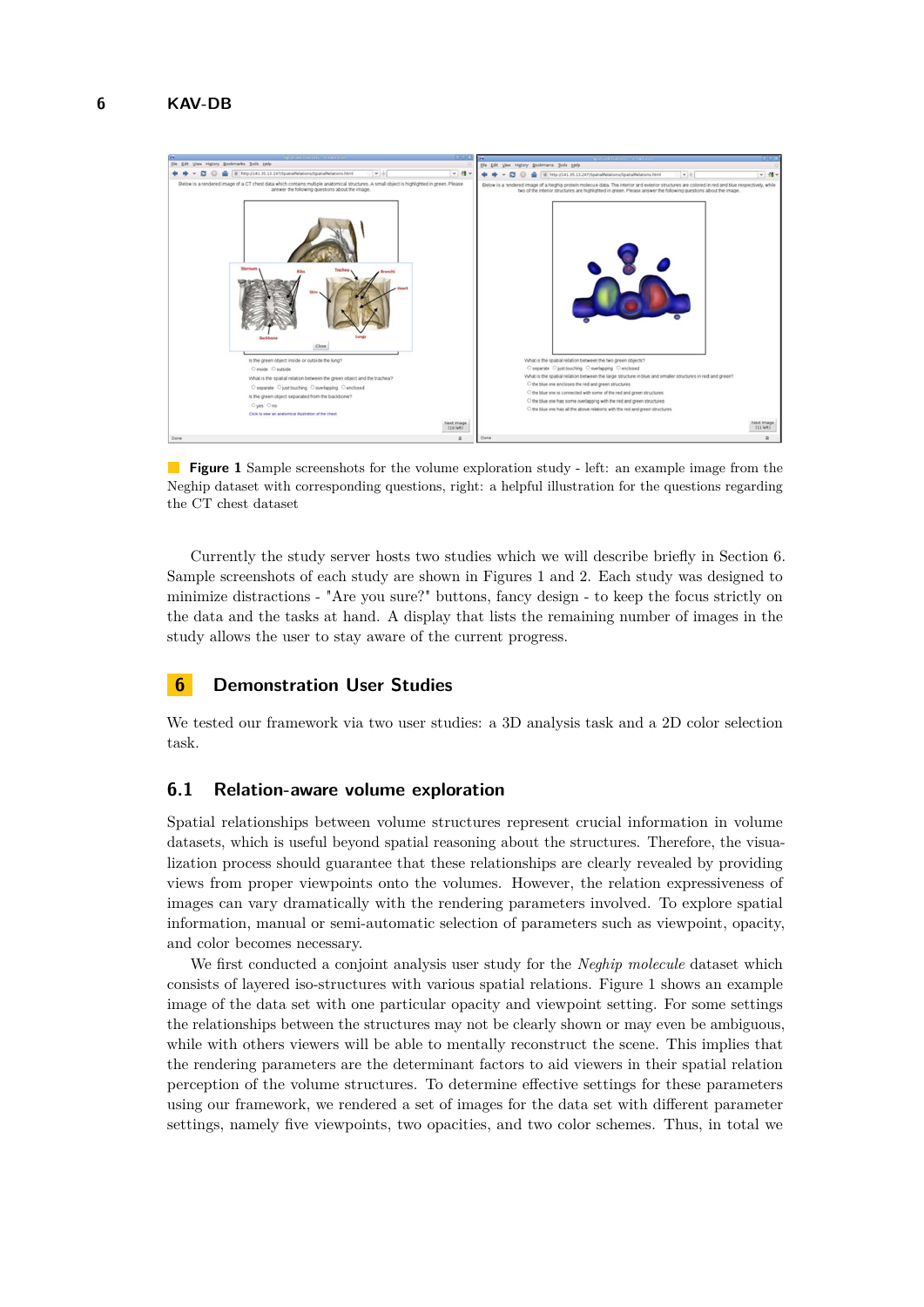**Figure 1** Sample screenshots for the volume exploration study - left: an example image from the Neghip dataset with corresponding questions, right: a helpful illustration for the questions regarding the CT chest dataset

Currently the study server hosts two studies which we will describe briefly in Section 6. Sample screenshots of each study are shown in Figures 1 and 2. Each study was designed to minimize distractions - "Are you sure?" buttons, fancy design - to keep the focus strictly on the data and the tasks at hand. A display that lists the remaining number of images in the study allows the user to stay aware of the current progress.

## 6 Demonstration User Studies

We tested our framework via two user studies: a 3D analysis task and a 2D color selection task.

### 6.1 Relation-aware volume exploration

Spatial relationships between volume structures represent crucial information in volume datasets, which is useful beyond spatial reasoning about the structures. Therefore, the visualization process should guarantee that these relationships are clearly revealed by providing views from proper viewpoints onto the volumes. However, the relation expressiveness of images can vary dramatically with the rendering parameters involved. To explore spatial information, manual or semi-automatic selection of parameters such as viewpoint, opacity, and color becomes necessary.

We first conducted a conjoint analysis user study for the *Neghip molecule* dataset which consists of layered iso-structures with various spatial relations. Figure 1 shows an example image of the data set with one particular opacity and viewpoint setting. For some settings the relationships between the structures may not be clearly shown or may even be ambiguous, while with others viewers will be able to mentally reconstruct the scene. This implies that the rendering parameters are the determinant factors to aid viewers in their spatial relation perception of the volume structures. To determine effective settings for these parameters using our framework, we rendered a set of images for the data set with different parameter settings, namely five viewpoints, two opacities, and two color schemes. Thus, in total we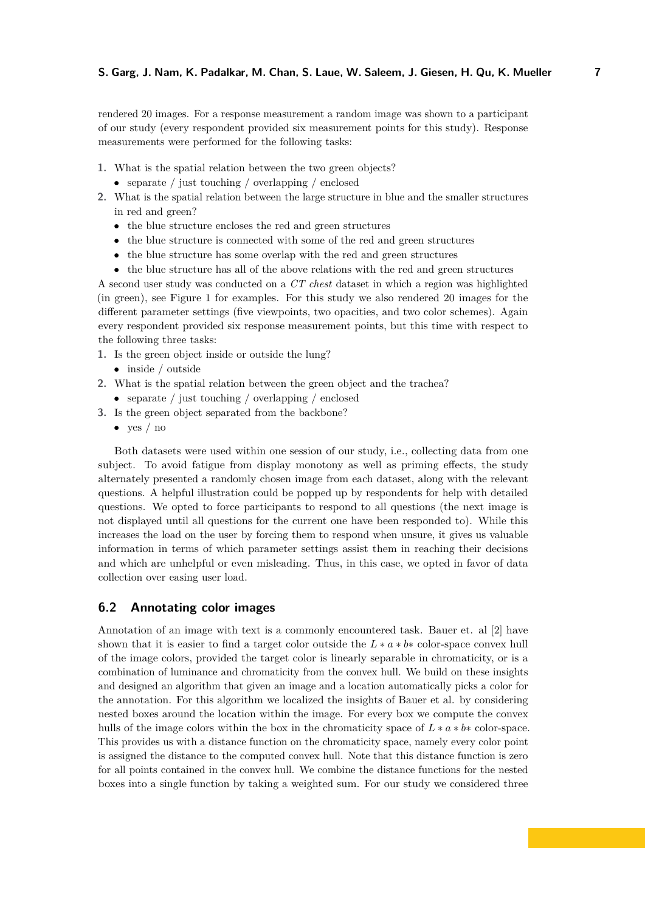rendered 20 images. For a response measurement a random image was shown to a participant of our study (every respondent provided six measurement points for this study). Response measurements were performed for the following tasks:

1. What is the spatial relation between the two green objects?
   - separate / just touching / overlapping / enclosed
2. What is the spatial relation between the large structure in blue and the smaller structures in red and green?
   - the blue structure encloses the red and green structures
   - the blue structure is connected with some of the red and green structures
   - the blue structure has some overlap with the red and green structures
   - the blue structure has all of the above relations with the red and green structures

A second user study was conducted on a *CT chest* dataset in which a region was highlighted (in green), see Figure 1 for examples. For this study we also rendered 20 images for the different parameter settings (five viewpoints, two opacities, and two color schemes). Again every respondent provided six response measurement points, but this time with respect to the following three tasks:

1. Is the green object inside or outside the lung?
   - inside / outside
2. What is the spatial relation between the green object and the trachea?
   - separate / just touching / overlapping / enclosed
3. Is the green object separated from the backbone?
   - yes / no

Both datasets were used within one session of our study, i.e., collecting data from one subject. To avoid fatigue from display monotony as well as priming effects, the study alternately presented a randomly chosen image from each dataset, along with the relevant questions. A helpful illustration could be popped up by respondents for help with detailed questions. We opted to force participants to respond to all questions (the next image is not displayed until all questions for the current one have been responded to). While this increases the load on the user by forcing them to respond when unsure, it gives us valuable information in terms of which parameter settings assist them in reaching their decisions and which are unhelpful or even misleading. Thus, in this case, we opted in favor of data collection over easing user load.

## 6.2 Annotating color images

Annotation of an image with text is a commonly encountered task. Bauer et. al [2] have shown that it is easier to find a target color outside the $L*a*b*$ color-space convex hull of the image colors, provided the target color is linearly separable in chromaticity, or is a combination of luminance and chromaticity from the convex hull. We build on these insights and designed an algorithm that given an image and a location automatically picks a color for the annotation. For this algorithm we localized the insights of Bauer et al. by considering nested boxes around the location within the image. For every box we compute the convex hulls of the image colors within the box in the chromaticity space of $L*a*b*$ color-space. This provides us with a distance function on the chromaticity space, namely every color point is assigned the distance to the computed convex hull. Note that this distance function is zero for all points contained in the convex hull. We combine the distance functions for the nested boxes into a single function by taking a weighted sum. For our study we considered three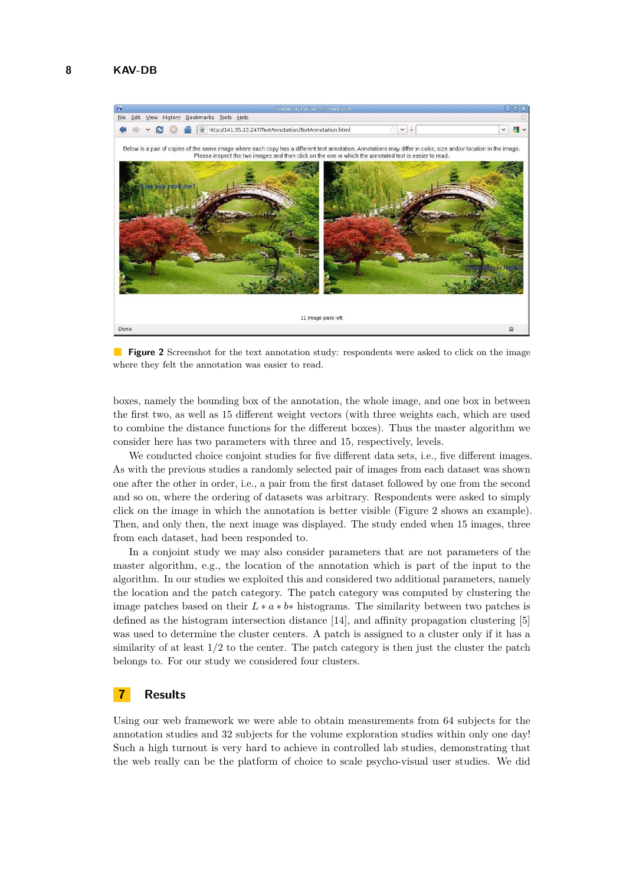**Figure 2** Screenshot for the text annotation study: respondents were asked to click on the image where they felt the annotation was easier to read.

boxes, namely the bounding box of the annotation, the whole image, and one box in between the first two, as well as 15 different weight vectors (with three weights each, which are used to combine the distance functions for the different boxes). Thus the master algorithm we consider here has two parameters with three and 15, respectively, levels.

We conducted choice conjoint studies for five different data sets, i.e., five different images. As with the previous studies a randomly selected pair of images from each dataset was shown one after the other in order, i.e., a pair from the first dataset followed by one from the second and so on, where the ordering of datasets was arbitrary. Respondents were asked to simply click on the image in which the annotation is better visible (Figure 2 shows an example). Then, and only then, the next image was displayed. The study ended when 15 images, three from each dataset, had been responded to.

In a conjoint study we may also consider parameters that are not parameters of the master algorithm, e.g., the location of the annotation which is part of the input to the algorithm. In our studies we exploited this and considered two additional parameters, namely the location and the patch category. The patch category was computed by clustering the image patches based on their $L * a * b*$ histograms. The similarity between two patches is defined as the histogram intersection distance [14], and affinity propagation clustering [5] was used to determine the cluster centers. A patch is assigned to a cluster only if it has a similarity of at least 1/2 to the center. The patch category is then just the cluster the patch belongs to. For our study we considered four clusters.

## 7 Results

Using our web framework we were able to obtain measurements from 64 subjects for the annotation studies and 32 subjects for the volume exploration studies within only one day! Such a high turnout is very hard to achieve in controlled lab studies, demonstrating that the web really can be the platform of choice to scale psycho-visual user studies. We did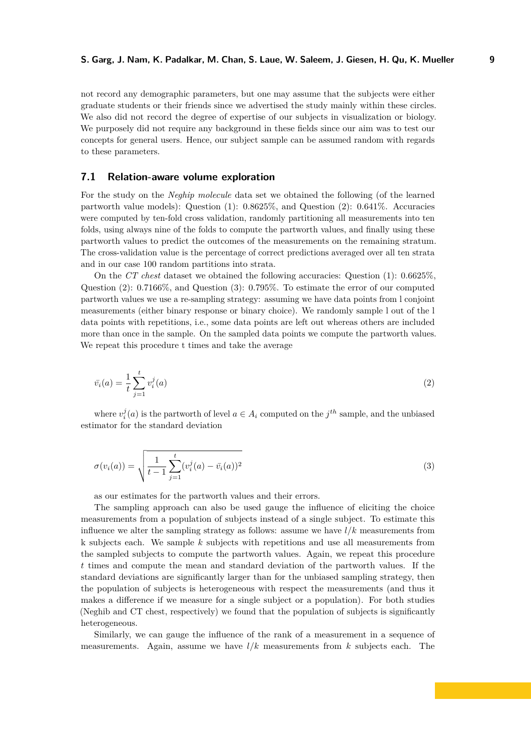not record any demographic parameters, but one may assume that the subjects were either graduate students or their friends since we advertised the study mainly within these circles. We also did not record the degree of expertise of our subjects in visualization or biology. We purposely did not require any background in these fields since our aim was to test our concepts for general users. Hence, our subject sample can be assumed random with regards to these parameters.

## 7.1 Relation-aware volume exploration

For the study on the *Neghip molecule* data set we obtained the following (of the learned partworth value models): Question (1): 0.8625%, and Question (2): 0.641%. Accuracies were computed by ten-fold cross validation, randomly partitioning all measurements into ten folds, using always nine of the folds to compute the partworth values, and finally using these partworth values to predict the outcomes of the measurements on the remaining stratum. The cross-validation value is the percentage of correct predictions averaged over all ten strata and in our case 100 random partitions into strata.

On the *CT chest* dataset we obtained the following accuracies: Question (1): 0.6625%, Question (2): 0.7166%, and Question (3): 0.795%. To estimate the error of our computed partworth values we use a re-sampling strategy: assuming we have data points from l conjoint measurements (either binary response or binary choice). We randomly sample l out of the l data points with repetitions, i.e., some data points are left out whereas others are included more than once in the sample. On the sampled data points we compute the partworth values. We repeat this procedure t times and take the average

$$\bar{v}_i(a) = \frac{1}{t}\sum_{j=1}^{t} v_i^j(a) \tag{2}$$

where $v_i^j(a)$ is the partworth of level $a \in A_i$ computed on the $j^{th}$ sample, and the unbiased estimator for the standard deviation

$$\sigma(v_i(a)) = \sqrt{\frac{1}{t-1}\sum_{j=1}^{t}(v_i^j(a) - \bar{v}_i(a))^2} \tag{3}$$

as our estimates for the partworth values and their errors.

The sampling approach can also be used gauge the influence of eliciting the choice measurements from a population of subjects instead of a single subject. To estimate this influence we alter the sampling strategy as follows: assume we have $l/k$ measurements from k subjects each. We sample $k$ subjects with repetitions and use all measurements from the sampled subjects to compute the partworth values. Again, we repeat this procedure $t$ times and compute the mean and standard deviation of the partworth values. If the standard deviations are significantly larger than for the unbiased sampling strategy, then the population of subjects is heterogeneous with respect the measurements (and thus it makes a difference if we measure for a single subject or a population). For both studies (Neghib and CT chest, respectively) we found that the population of subjects is significantly heterogeneous.

Similarly, we can gauge the influence of the rank of a measurement in a sequence of measurements. Again, assume we have $l/k$ measurements from $k$ subjects each. The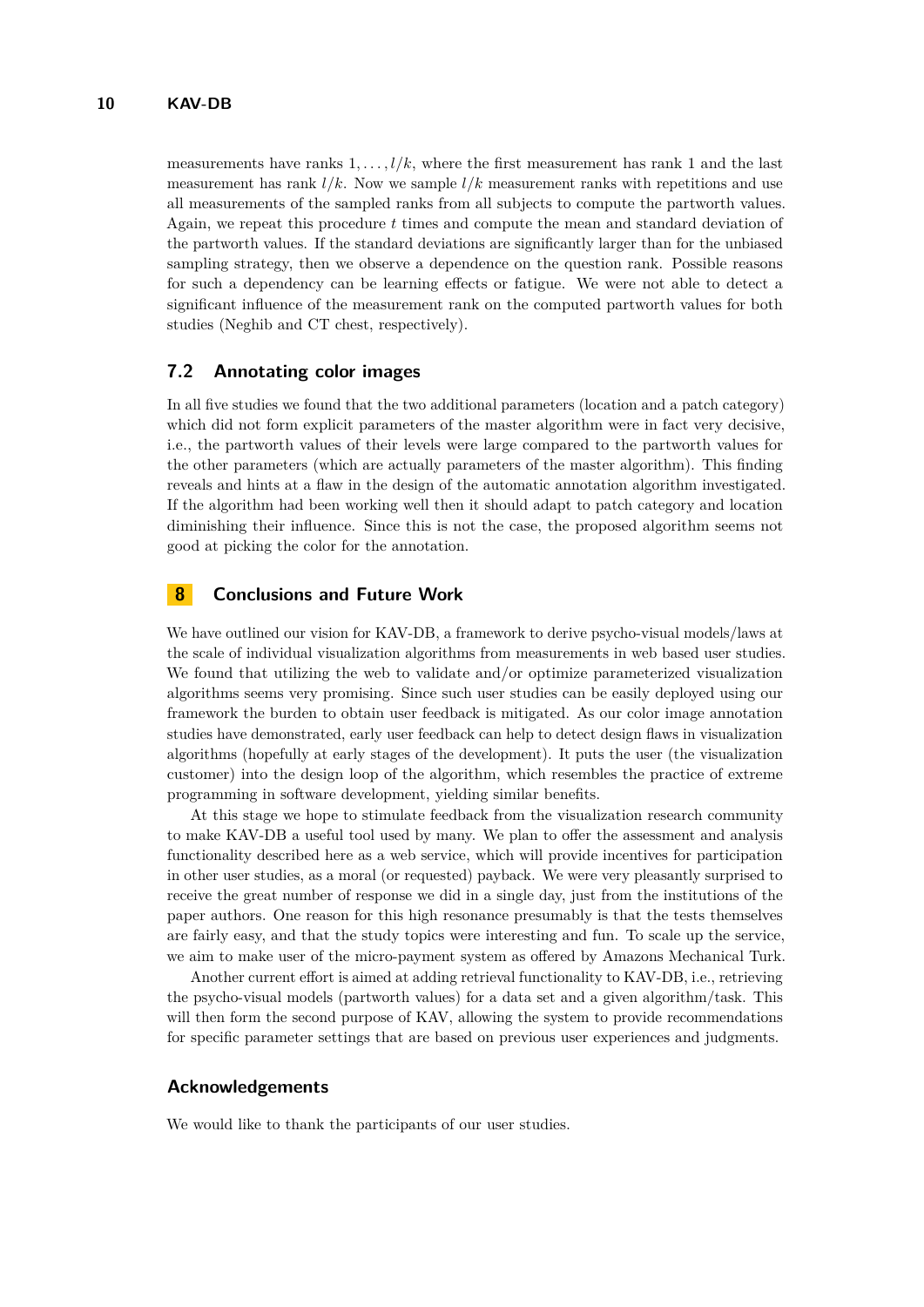measurements have ranks $1, \dots, l/k$, where the first measurement has rank 1 and the last measurement has rank $l/k$. Now we sample $l/k$ measurement ranks with repetitions and use all measurements of the sampled ranks from all subjects to compute the partworth values. Again, we repeat this procedure $t$ times and compute the mean and standard deviation of the partworth values. If the standard deviations are significantly larger than for the unbiased sampling strategy, then we observe a dependence on the question rank. Possible reasons for such a dependency can be learning effects or fatigue. We were not able to detect a significant influence of the measurement rank on the computed partworth values for both studies (Neghib and CT chest, respectively).

### 7.2 Annotating color images

In all five studies we found that the two additional parameters (location and a patch category) which did not form explicit parameters of the master algorithm were in fact very decisive, i.e., the partworth values of their levels were large compared to the partworth values for the other parameters (which are actually parameters of the master algorithm). This finding reveals and hints at a flaw in the design of the automatic annotation algorithm investigated. If the algorithm had been working well then it should adapt to patch category and location diminishing their influence. Since this is not the case, the proposed algorithm seems not good at picking the color for the annotation.

## 8 Conclusions and Future Work

We have outlined our vision for KAV-DB, a framework to derive psycho-visual models/laws at the scale of individual visualization algorithms from measurements in web based user studies. We found that utilizing the web to validate and/or optimize parameterized visualization algorithms seems very promising. Since such user studies can be easily deployed using our framework the burden to obtain user feedback is mitigated. As our color image annotation studies have demonstrated, early user feedback can help to detect design flaws in visualization algorithms (hopefully at early stages of the development). It puts the user (the visualization customer) into the design loop of the algorithm, which resembles the practice of extreme programming in software development, yielding similar benefits.

At this stage we hope to stimulate feedback from the visualization research community to make KAV-DB a useful tool used by many. We plan to offer the assessment and analysis functionality described here as a web service, which will provide incentives for participation in other user studies, as a moral (or requested) payback. We were very pleasantly surprised to receive the great number of response we did in a single day, just from the institutions of the paper authors. One reason for this high resonance presumably is that the tests themselves are fairly easy, and that the study topics were interesting and fun. To scale up the service, we aim to make user of the micro-payment system as offered by Amazons Mechanical Turk.

Another current effort is aimed at adding retrieval functionality to KAV-DB, i.e., retrieving the psycho-visual models (partworth values) for a data set and a given algorithm/task. This will then form the second purpose of KAV, allowing the system to provide recommendations for specific parameter settings that are based on previous user experiences and judgments.

### Acknowledgements

We would like to thank the participants of our user studies.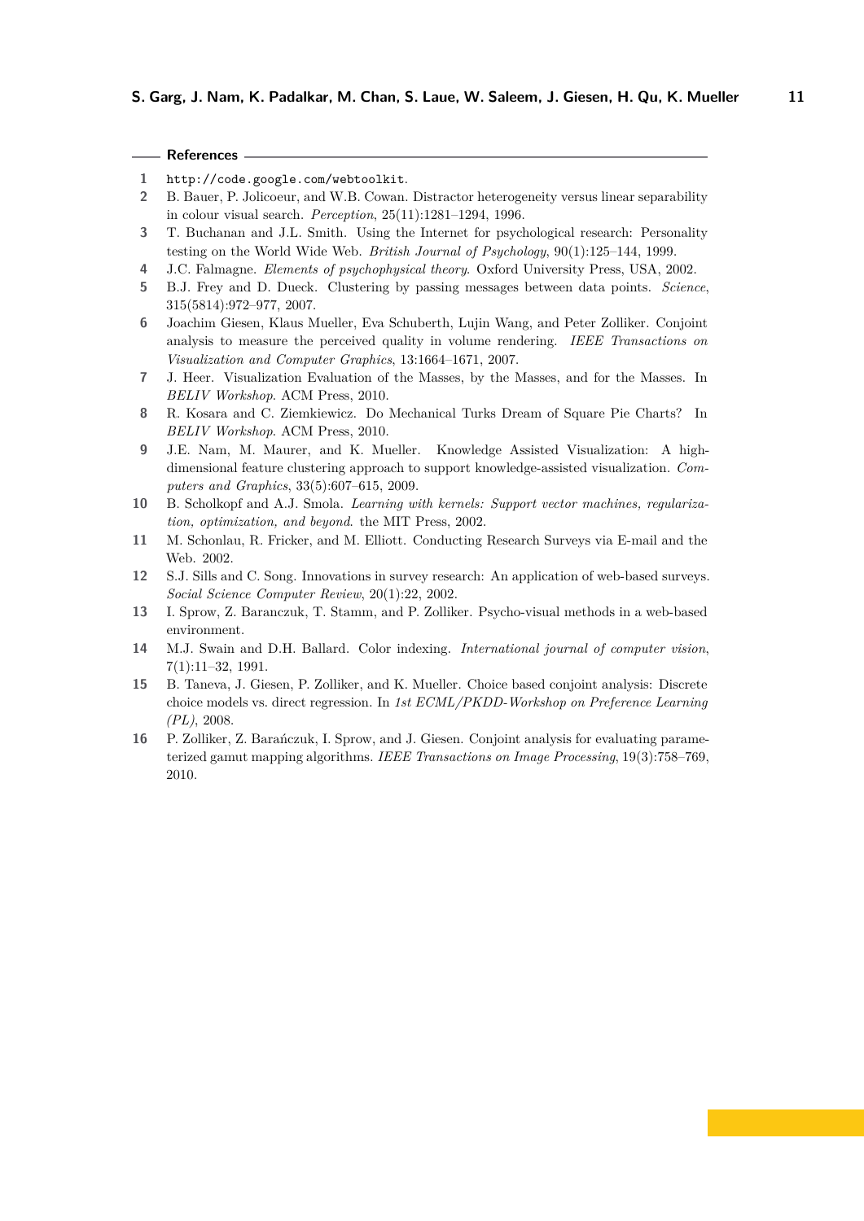## References

1. http://code.google.com/webtoolkit.
2. B. Bauer, P. Jolicoeur, and W.B. Cowan. Distractor heterogeneity versus linear separability in colour visual search. *Perception*, 25(11):1281–1294, 1996.
3. T. Buchanan and J.L. Smith. Using the Internet for psychological research: Personality testing on the World Wide Web. *British Journal of Psychology*, 90(1):125–144, 1999.
4. J.C. Falmagne. *Elements of psychophysical theory*. Oxford University Press, USA, 2002.
5. B.J. Frey and D. Dueck. Clustering by passing messages between data points. *Science*, 315(5814):972–977, 2007.
6. Joachim Giesen, Klaus Mueller, Eva Schuberth, Lujin Wang, and Peter Zolliker. Conjoint analysis to measure the perceived quality in volume rendering. *IEEE Transactions on Visualization and Computer Graphics*, 13:1664–1671, 2007.
7. J. Heer. Visualization Evaluation of the Masses, by the Masses, and for the Masses. In *BELIV Workshop*. ACM Press, 2010.
8. R. Kosara and C. Ziemkiewicz. Do Mechanical Turks Dream of Square Pie Charts? In *BELIV Workshop*. ACM Press, 2010.
9. J.E. Nam, M. Maurer, and K. Mueller. Knowledge Assisted Visualization: A high-dimensional feature clustering approach to support knowledge-assisted visualization. *Computers and Graphics*, 33(5):607–615, 2009.
10. B. Scholkopf and A.J. Smola. *Learning with kernels: Support vector machines, regularization, optimization, and beyond*. the MIT Press, 2002.
11. M. Schonlau, R. Fricker, and M. Elliott. Conducting Research Surveys via E-mail and the Web. 2002.
12. S.J. Sills and C. Song. Innovations in survey research: An application of web-based surveys. *Social Science Computer Review*, 20(1):22, 2002.
13. I. Sprow, Z. Baranczuk, T. Stamm, and P. Zolliker. Psycho-visual methods in a web-based environment.
14. M.J. Swain and D.H. Ballard. Color indexing. *International journal of computer vision*, 7(1):11–32, 1991.
15. B. Taneva, J. Giesen, P. Zolliker, and K. Mueller. Choice based conjoint analysis: Discrete choice models vs. direct regression. In *1st ECML/PKDD-Workshop on Preference Learning (PL)*, 2008.
16. P. Zolliker, Z. Barańczuk, I. Sprow, and J. Giesen. Conjoint analysis for evaluating parameterized gamut mapping algorithms. *IEEE Transactions on Image Processing*, 19(3):758–769, 2010.